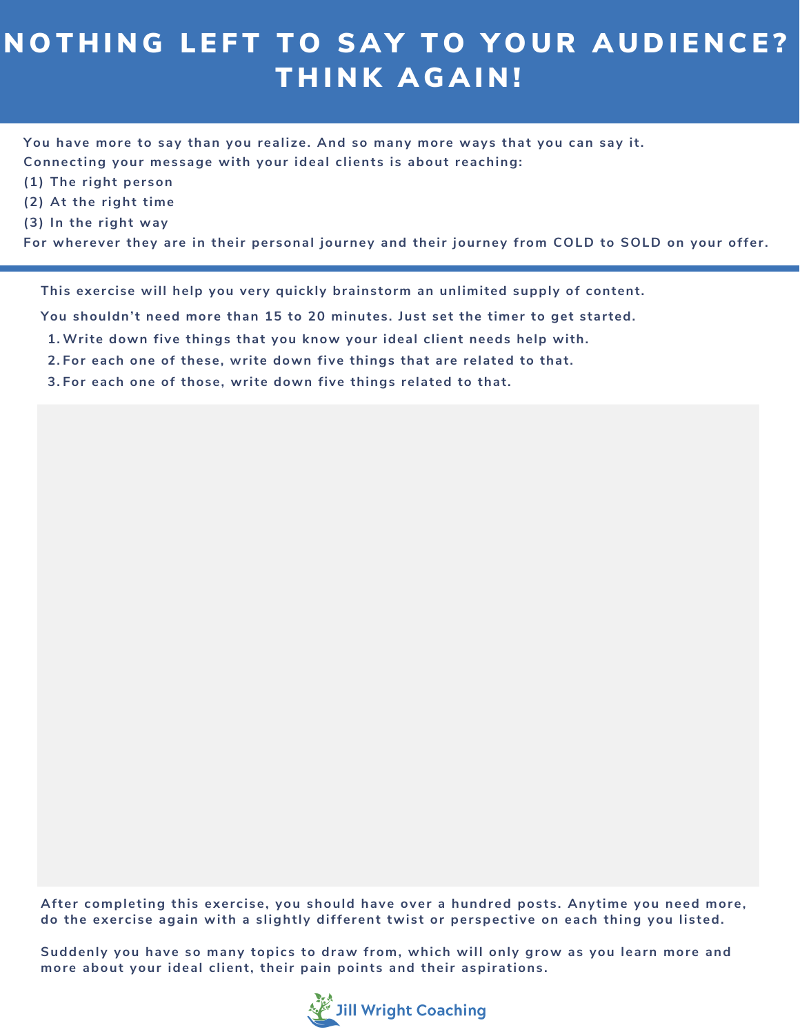# NOTHING LEFT TO SAY TO YOUR AUDIENCE? THINK AGAIN!

**You have more to say than you realize. And so many more ways that you can say it.**

**Connecting your message with your ideal clients is about reaching:**

**(1) The right person**

**(2) At the right time**

**(3) In the right way**

**For wherever they are in their personal journey and their journey from COLD to SOLD on your offer.**

---

**This exercise will help you very quickly brainstorm an unlimited supply of content.**

**You shouldn't need more than 15 to 20 minutes. Just set the timer to get started.**

1. **Write down five things that you know your ideal client needs help with.**
2. **For each one of these, write down five things that are related to that.**
3. **For each one of those, write down five things related to that.**

**After completing this exercise, you should have over a hundred posts. Anytime you need more, do the exercise again with a slightly different twist or perspective on each thing you listed.**

**Suddenly you have so many topics to draw from, which will only grow as you learn more and more about your ideal client, their pain points and their aspirations.**

Jill Wright Coaching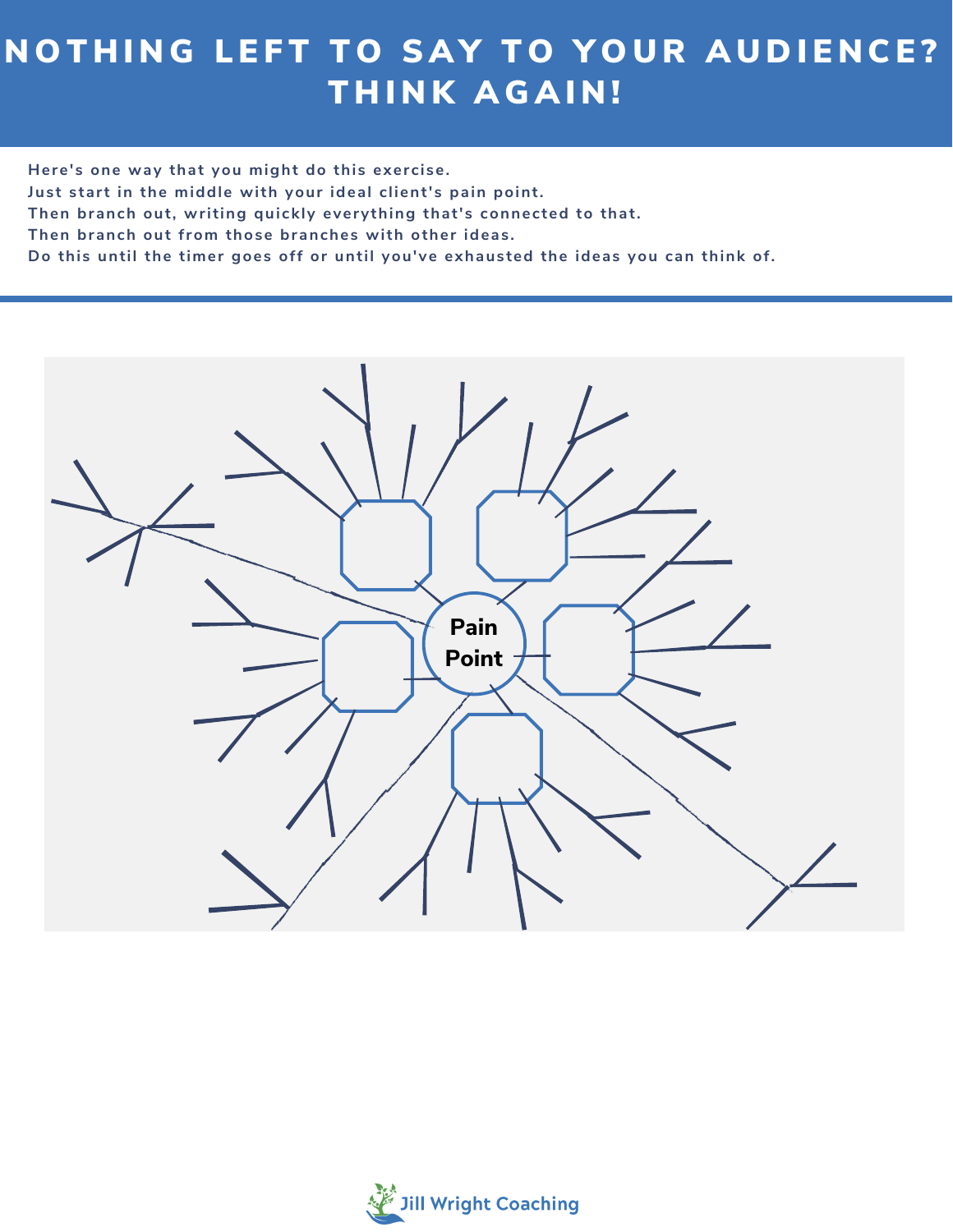# NOTHING LEFT TO SAY TO YOUR AUDIENCE? THINK AGAIN!

Here's one way that you might do this exercise.
Just start in the middle with your ideal client's pain point.
Then branch out, writing quickly everything that's connected to that.
Then branch out from those branches with other ideas.
Do this until the timer goes off or until you've exhausted the ideas you can think of.

Pain Point

Jill Wright Coaching